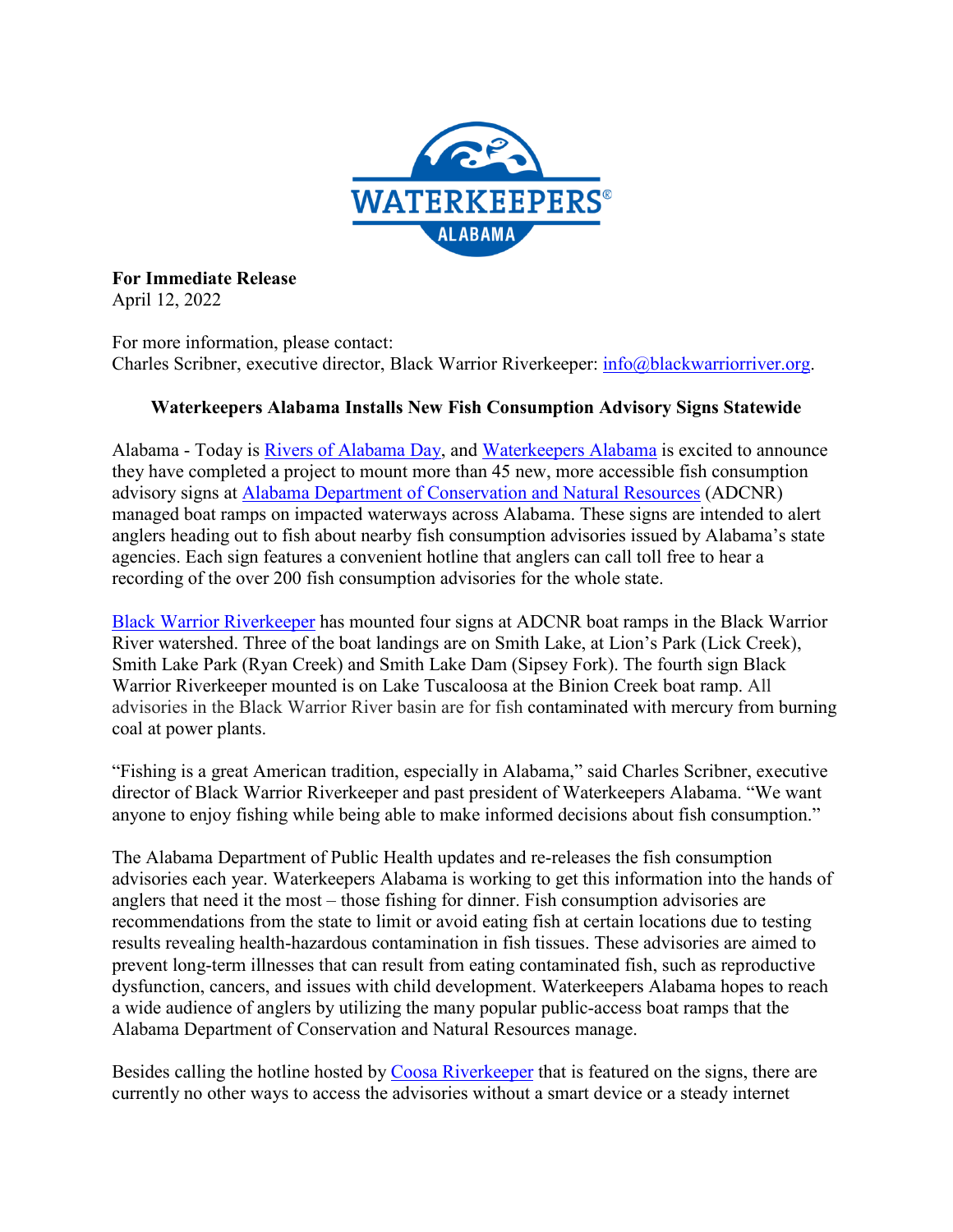**For Immediate Release**
April 12, 2022

For more information, please contact:
Charles Scribner, executive director, Black Warrior Riverkeeper: info@blackwarriorriver.org.

**Waterkeepers Alabama Installs New Fish Consumption Advisory Signs Statewide**

Alabama - Today is Rivers of Alabama Day, and Waterkeepers Alabama is excited to announce they have completed a project to mount more than 45 new, more accessible fish consumption advisory signs at Alabama Department of Conservation and Natural Resources (ADCNR) managed boat ramps on impacted waterways across Alabama. These signs are intended to alert anglers heading out to fish about nearby fish consumption advisories issued by Alabama's state agencies. Each sign features a convenient hotline that anglers can call toll free to hear a recording of the over 200 fish consumption advisories for the whole state.

Black Warrior Riverkeeper has mounted four signs at ADCNR boat ramps in the Black Warrior River watershed. Three of the boat landings are on Smith Lake, at Lion's Park (Lick Creek), Smith Lake Park (Ryan Creek) and Smith Lake Dam (Sipsey Fork). The fourth sign Black Warrior Riverkeeper mounted is on Lake Tuscaloosa at the Binion Creek boat ramp. All advisories in the Black Warrior River basin are for fish contaminated with mercury from burning coal at power plants.

"Fishing is a great American tradition, especially in Alabama," said Charles Scribner, executive director of Black Warrior Riverkeeper and past president of Waterkeepers Alabama. "We want anyone to enjoy fishing while being able to make informed decisions about fish consumption."

The Alabama Department of Public Health updates and re-releases the fish consumption advisories each year. Waterkeepers Alabama is working to get this information into the hands of anglers that need it the most – those fishing for dinner. Fish consumption advisories are recommendations from the state to limit or avoid eating fish at certain locations due to testing results revealing health-hazardous contamination in fish tissues. These advisories are aimed to prevent long-term illnesses that can result from eating contaminated fish, such as reproductive dysfunction, cancers, and issues with child development. Waterkeepers Alabama hopes to reach a wide audience of anglers by utilizing the many popular public-access boat ramps that the Alabama Department of Conservation and Natural Resources manage.

Besides calling the hotline hosted by Coosa Riverkeeper that is featured on the signs, there are currently no other ways to access the advisories without a smart device or a steady internet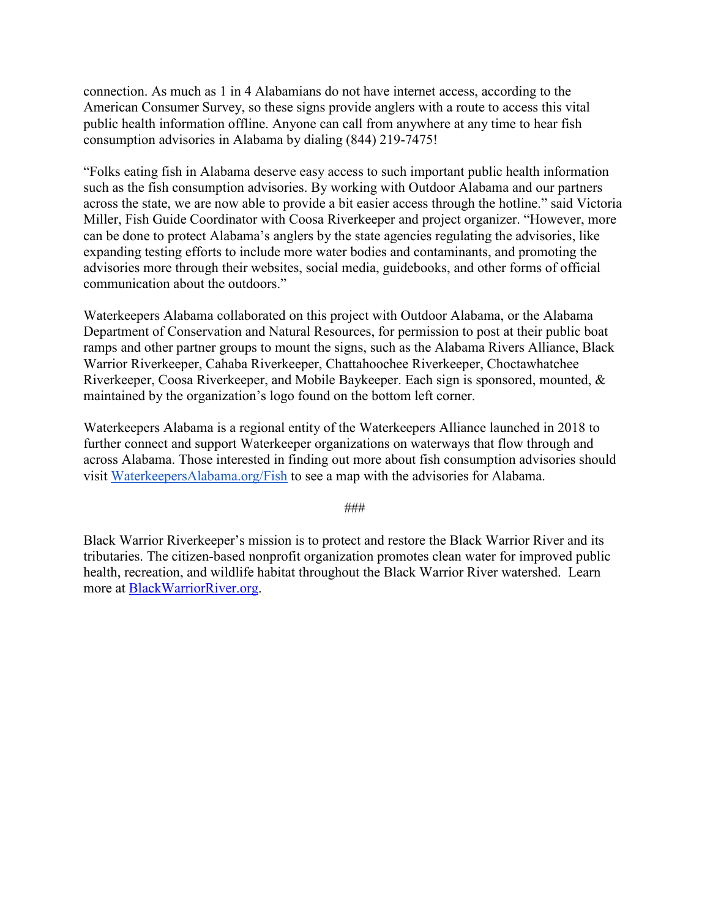connection. As much as 1 in 4 Alabamians do not have internet access, according to the American Consumer Survey, so these signs provide anglers with a route to access this vital public health information offline. Anyone can call from anywhere at any time to hear fish consumption advisories in Alabama by dialing (844) 219-7475!

"Folks eating fish in Alabama deserve easy access to such important public health information such as the fish consumption advisories. By working with Outdoor Alabama and our partners across the state, we are now able to provide a bit easier access through the hotline." said Victoria Miller, Fish Guide Coordinator with Coosa Riverkeeper and project organizer. "However, more can be done to protect Alabama's anglers by the state agencies regulating the advisories, like expanding testing efforts to include more water bodies and contaminants, and promoting the advisories more through their websites, social media, guidebooks, and other forms of official communication about the outdoors."

Waterkeepers Alabama collaborated on this project with Outdoor Alabama, or the Alabama Department of Conservation and Natural Resources, for permission to post at their public boat ramps and other partner groups to mount the signs, such as the Alabama Rivers Alliance, Black Warrior Riverkeeper, Cahaba Riverkeeper, Chattahoochee Riverkeeper, Choctawhatchee Riverkeeper, Coosa Riverkeeper, and Mobile Baykeeper. Each sign is sponsored, mounted, & maintained by the organization's logo found on the bottom left corner.

Waterkeepers Alabama is a regional entity of the Waterkeepers Alliance launched in 2018 to further connect and support Waterkeeper organizations on waterways that flow through and across Alabama. Those interested in finding out more about fish consumption advisories should visit [WaterkeepersAlabama.org/Fish](WaterkeepersAlabama.org/Fish) to see a map with the advisories for Alabama.

###

Black Warrior Riverkeeper's mission is to protect and restore the Black Warrior River and its tributaries. The citizen-based nonprofit organization promotes clean water for improved public health, recreation, and wildlife habitat throughout the Black Warrior River watershed. Learn more at [BlackWarriorRiver.org](BlackWarriorRiver.org).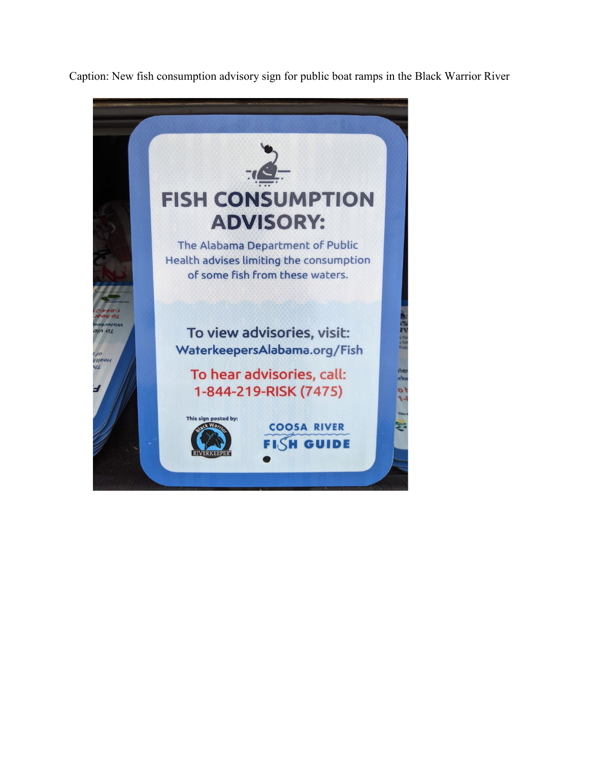Caption: New fish consumption advisory sign for public boat ramps in the Black Warrior River

**FISH CONSUMPTION ADVISORY:**

The Alabama Department of Public Health advises limiting the consumption of some fish from these waters.

To view advisories, visit: WaterkeepersAlabama.org/Fish

To hear advisories, call: 1-844-219-RISK (7475)

This sign posted by: Black Warrior RIVERKEEPER

COOSA RIVER FISH GUIDE